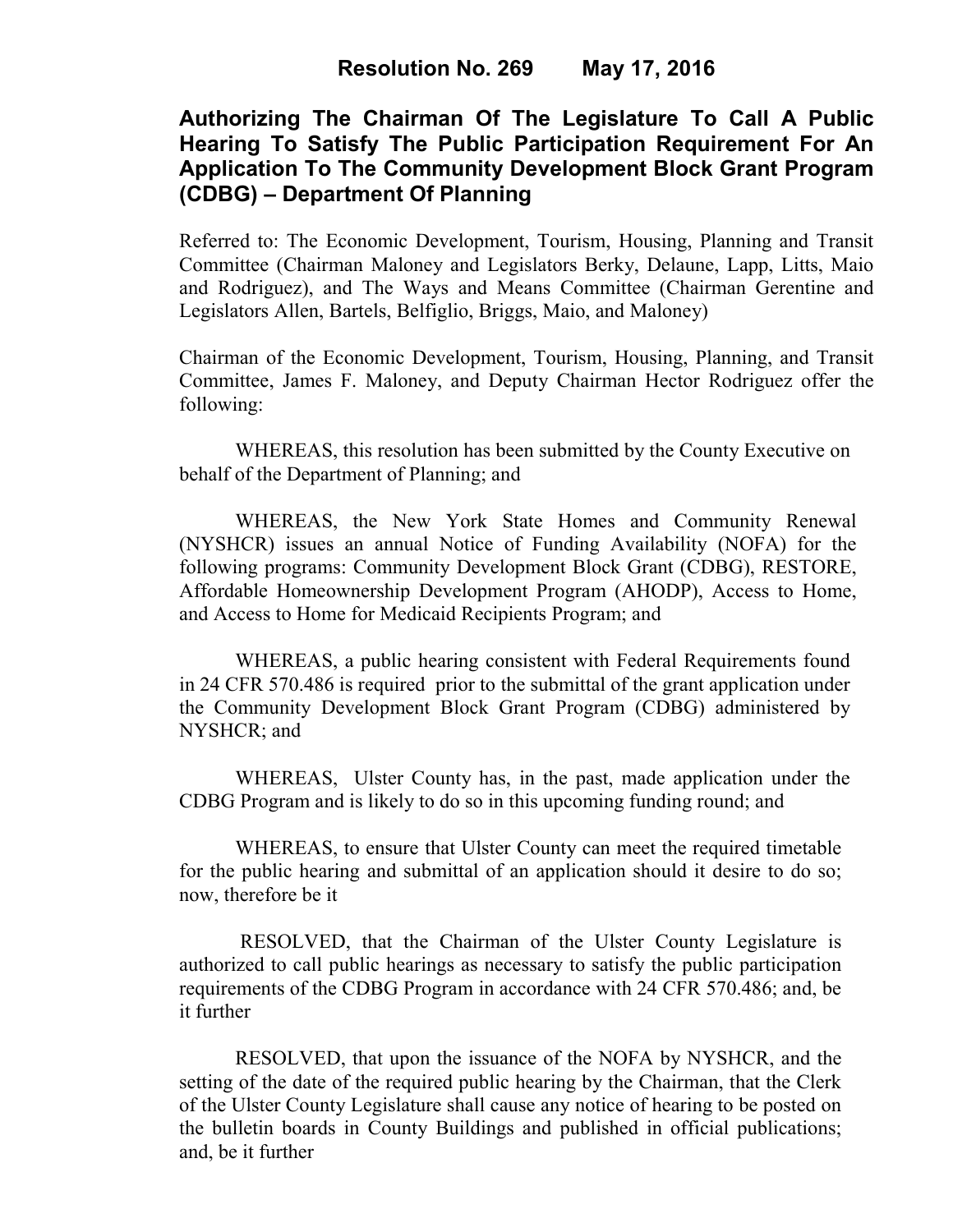**Resolution No. 269 May 17, 2016**

# Authorizing The Chairman Of The Legislature To Call A Public Hearing To Satisfy The Public Participation Requirement For An Application To The Community Development Block Grant Program (CDBG) – Department Of Planning

Referred to: The Economic Development, Tourism, Housing, Planning and Transit Committee (Chairman Maloney and Legislators Berky, Delaune, Lapp, Litts, Maio and Rodriguez), and The Ways and Means Committee (Chairman Gerentine and Legislators Allen, Bartels, Belfiglio, Briggs, Maio, and Maloney)

Chairman of the Economic Development, Tourism, Housing, Planning, and Transit Committee, James F. Maloney, and Deputy Chairman Hector Rodriguez offer the following:

WHEREAS, this resolution has been submitted by the County Executive on behalf of the Department of Planning; and

WHEREAS, the New York State Homes and Community Renewal (NYSHCR) issues an annual Notice of Funding Availability (NOFA) for the following programs: Community Development Block Grant (CDBG), RESTORE, Affordable Homeownership Development Program (AHODP), Access to Home, and Access to Home for Medicaid Recipients Program; and

WHEREAS, a public hearing consistent with Federal Requirements found in 24 CFR 570.486 is required prior to the submittal of the grant application under the Community Development Block Grant Program (CDBG) administered by NYSHCR; and

WHEREAS, Ulster County has, in the past, made application under the CDBG Program and is likely to do so in this upcoming funding round; and

WHEREAS, to ensure that Ulster County can meet the required timetable for the public hearing and submittal of an application should it desire to do so; now, therefore be it

RESOLVED, that the Chairman of the Ulster County Legislature is authorized to call public hearings as necessary to satisfy the public participation requirements of the CDBG Program in accordance with 24 CFR 570.486; and, be it further

RESOLVED, that upon the issuance of the NOFA by NYSHCR, and the setting of the date of the required public hearing by the Chairman, that the Clerk of the Ulster County Legislature shall cause any notice of hearing to be posted on the bulletin boards in County Buildings and published in official publications; and, be it further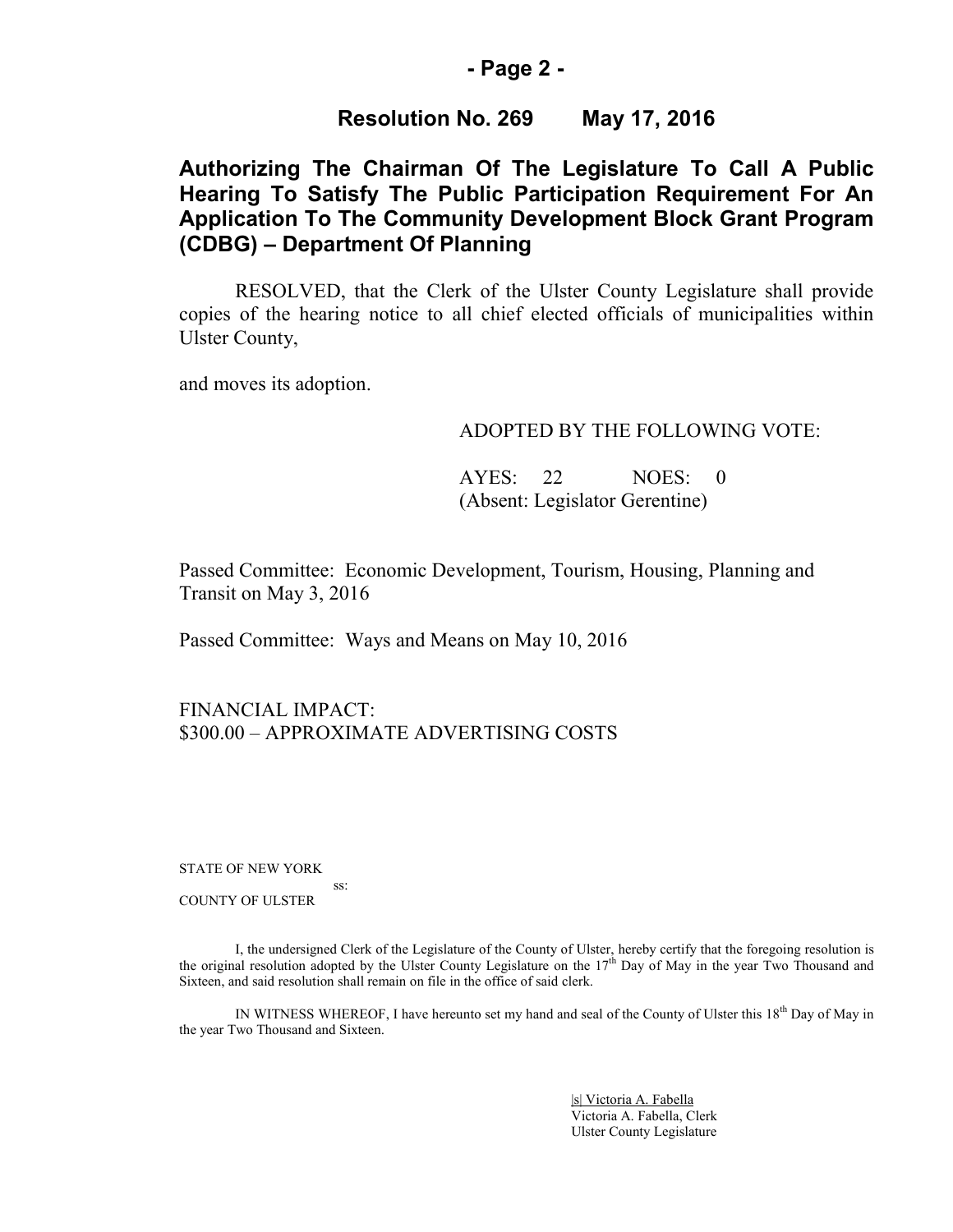## Resolution No. 269 May 17, 2016

## Authorizing The Chairman Of The Legislature To Call A Public Hearing To Satisfy The Public Participation Requirement For An Application To The Community Development Block Grant Program (CDBG) – Department Of Planning

RESOLVED, that the Clerk of the Ulster County Legislature shall provide copies of the hearing notice to all chief elected officials of municipalities within Ulster County,

and moves its adoption.

ADOPTED BY THE FOLLOWING VOTE:

AYES: 22 NOES: 0
(Absent: Legislator Gerentine)

Passed Committee: Economic Development, Tourism, Housing, Planning and Transit on May 3, 2016

Passed Committee: Ways and Means on May 10, 2016

FINANCIAL IMPACT:
$300.00 – APPROXIMATE ADVERTISING COSTS

STATE OF NEW YORK
ss:
COUNTY OF ULSTER

I, the undersigned Clerk of the Legislature of the County of Ulster, hereby certify that the foregoing resolution is the original resolution adopted by the Ulster County Legislature on the 17th Day of May in the year Two Thousand and Sixteen, and said resolution shall remain on file in the office of said clerk.

IN WITNESS WHEREOF, I have hereunto set my hand and seal of the County of Ulster this 18th Day of May in the year Two Thousand and Sixteen.

|s| Victoria A. Fabella
Victoria A. Fabella, Clerk
Ulster County Legislature